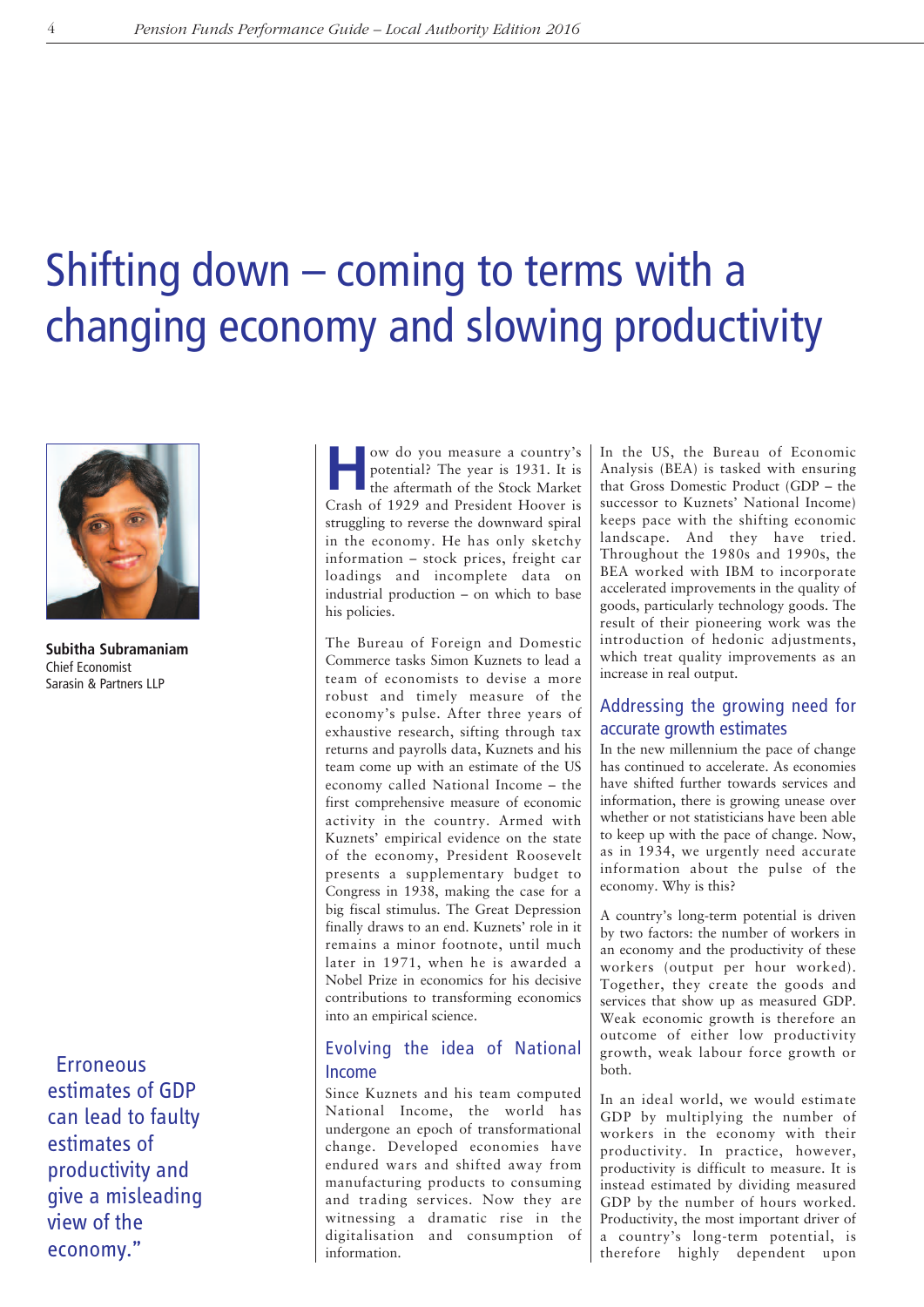# Shifting down – coming to terms with a changing economy and slowing productivity

**Subitha Subramaniam**
Chief Economist
Sarasin & Partners LLP

> Erroneous estimates of GDP can lead to faulty estimates of productivity and give a misleading view of the economy."

How do you measure a country's potential? The year is 1931. It is the aftermath of the Stock Market Crash of 1929 and President Hoover is struggling to reverse the downward spiral in the economy. He has only sketchy information – stock prices, freight car loadings and incomplete data on industrial production – on which to base his policies.

The Bureau of Foreign and Domestic Commerce tasks Simon Kuznets to lead a team of economists to devise a more robust and timely measure of the economy's pulse. After three years of exhaustive research, sifting through tax returns and payrolls data, Kuznets and his team come up with an estimate of the US economy called National Income – the first comprehensive measure of economic activity in the country. Armed with Kuznets' empirical evidence on the state of the economy, President Roosevelt presents a supplementary budget to Congress in 1938, making the case for a big fiscal stimulus. The Great Depression finally draws to an end. Kuznets' role in it remains a minor footnote, until much later in 1971, when he is awarded a Nobel Prize in economics for his decisive contributions to transforming economics into an empirical science.

## Evolving the idea of National Income

Since Kuznets and his team computed National Income, the world has undergone an epoch of transformational change. Developed economies have endured wars and shifted away from manufacturing products to consuming and trading services. Now they are witnessing a dramatic rise in the digitalisation and consumption of information.

In the US, the Bureau of Economic Analysis (BEA) is tasked with ensuring that Gross Domestic Product (GDP – the successor to Kuznets' National Income) keeps pace with the shifting economic landscape. And they have tried. Throughout the 1980s and 1990s, the BEA worked with IBM to incorporate accelerated improvements in the quality of goods, particularly technology goods. The result of their pioneering work was the introduction of hedonic adjustments, which treat quality improvements as an increase in real output.

## Addressing the growing need for accurate growth estimates

In the new millennium the pace of change has continued to accelerate. As economies have shifted further towards services and information, there is growing unease over whether or not statisticians have been able to keep up with the pace of change. Now, as in 1934, we urgently need accurate information about the pulse of the economy. Why is this?

A country's long-term potential is driven by two factors: the number of workers in an economy and the productivity of these workers (output per hour worked). Together, they create the goods and services that show up as measured GDP. Weak economic growth is therefore an outcome of either low productivity growth, weak labour force growth or both.

In an ideal world, we would estimate GDP by multiplying the number of workers in the economy with their productivity. In practice, however, productivity is difficult to measure. It is instead estimated by dividing measured GDP by the number of hours worked. Productivity, the most important driver of a country's long-term potential, is therefore highly dependent upon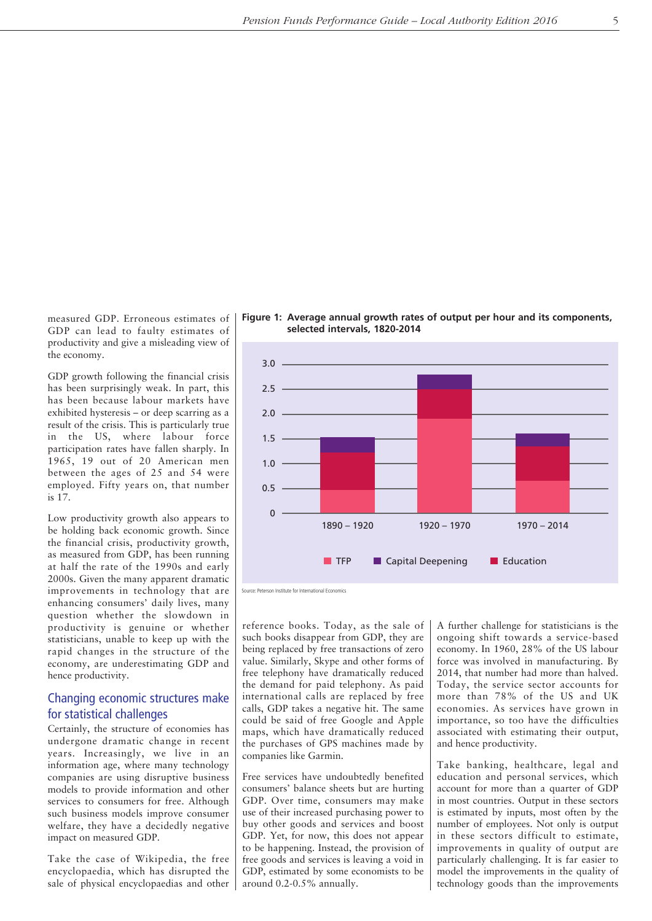measured GDP. Erroneous estimates of GDP can lead to faulty estimates of productivity and give a misleading view of the economy.

GDP growth following the financial crisis has been surprisingly weak. In part, this has been because labour markets have exhibited hysteresis – or deep scarring as a result of the crisis. This is particularly true in the US, where labour force participation rates have fallen sharply. In 1965, 19 out of 20 American men between the ages of 25 and 54 were employed. Fifty years on, that number is 17.

Low productivity growth also appears to be holding back economic growth. Since the financial crisis, productivity growth, as measured from GDP, has been running at half the rate of the 1990s and early 2000s. Given the many apparent dramatic improvements in technology that are enhancing consumers' daily lives, many question whether the slowdown in productivity is genuine or whether statisticians, unable to keep up with the rapid changes in the structure of the economy, are underestimating GDP and hence productivity.

**Figure 1: Average annual growth rates of output per hour and its components, selected intervals, 1820-2014**

Source: Peterson Institute for International Economics

## Changing economic structures make for statistical challenges

Certainly, the structure of economies has undergone dramatic change in recent years. Increasingly, we live in an information age, where many technology companies are using disruptive business models to provide information and other services to consumers for free. Although such business models improve consumer welfare, they have a decidedly negative impact on measured GDP.

Take the case of Wikipedia, the free encyclopaedia, which has disrupted the sale of physical encyclopaedias and other reference books. Today, as the sale of such books disappear from GDP, they are being replaced by free transactions of zero value. Similarly, Skype and other forms of free telephony have dramatically reduced the demand for paid telephony. As paid international calls are replaced by free calls, GDP takes a negative hit. The same could be said of free Google and Apple maps, which have dramatically reduced the purchases of GPS machines made by companies like Garmin.

Free services have undoubtedly benefited consumers' balance sheets but are hurting GDP. Over time, consumers may make use of their increased purchasing power to buy other goods and services and boost GDP. Yet, for now, this does not appear to be happening. Instead, the provision of free goods and services is leaving a void in GDP, estimated by some economists to be around 0.2-0.5% annually.

A further challenge for statisticians is the ongoing shift towards a service-based economy. In 1960, 28% of the US labour force was involved in manufacturing. By 2014, that number had more than halved. Today, the service sector accounts for more than 78% of the US and UK economies. As services have grown in importance, so too have the difficulties associated with estimating their output, and hence productivity.

Take banking, healthcare, legal and education and personal services, which account for more than a quarter of GDP in most countries. Output in these sectors is estimated by inputs, most often by the number of employees. Not only is output in these sectors difficult to estimate, improvements in quality of output are particularly challenging. It is far easier to model the improvements in the quality of technology goods than the improvements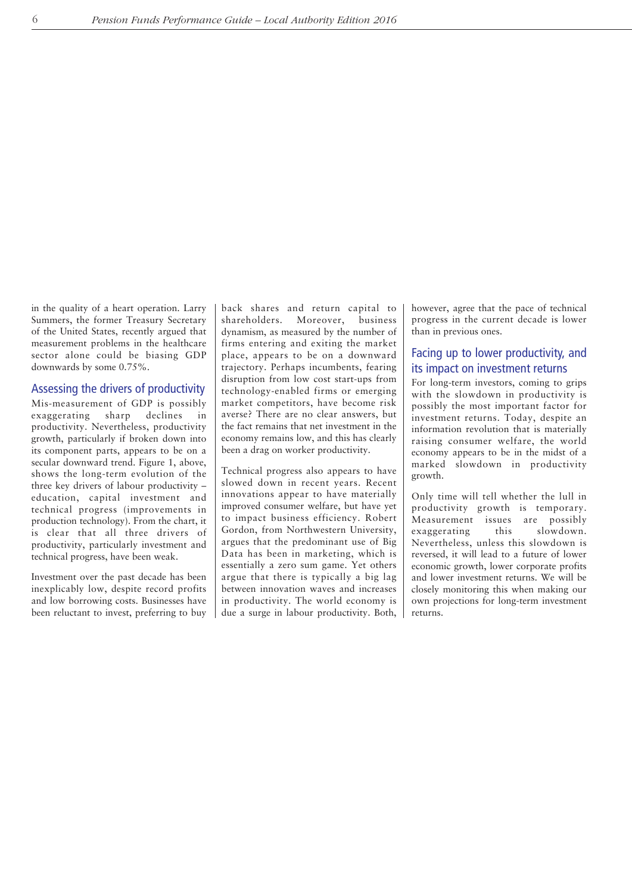in the quality of a heart operation. Larry Summers, the former Treasury Secretary of the United States, recently argued that measurement problems in the healthcare sector alone could be biasing GDP downwards by some 0.75%.

## Assessing the drivers of productivity

Mis-measurement of GDP is possibly exaggerating sharp declines in productivity. Nevertheless, productivity growth, particularly if broken down into its component parts, appears to be on a secular downward trend. Figure 1, above, shows the long-term evolution of the three key drivers of labour productivity – education, capital investment and technical progress (improvements in production technology). From the chart, it is clear that all three drivers of productivity, particularly investment and technical progress, have been weak.

Investment over the past decade has been inexplicably low, despite record profits and low borrowing costs. Businesses have been reluctant to invest, preferring to buy back shares and return capital to shareholders. Moreover, business dynamism, as measured by the number of firms entering and exiting the market place, appears to be on a downward trajectory. Perhaps incumbents, fearing disruption from low cost start-ups from technology-enabled firms or emerging market competitors, have become risk averse? There are no clear answers, but the fact remains that net investment in the economy remains low, and this has clearly been a drag on worker productivity.

Technical progress also appears to have slowed down in recent years. Recent innovations appear to have materially improved consumer welfare, but have yet to impact business efficiency. Robert Gordon, from Northwestern University, argues that the predominant use of Big Data has been in marketing, which is essentially a zero sum game. Yet others argue that there is typically a big lag between innovation waves and increases in productivity. The world economy is due a surge in labour productivity. Both, however, agree that the pace of technical progress in the current decade is lower than in previous ones.

## Facing up to lower productivity, and its impact on investment returns

For long-term investors, coming to grips with the slowdown in productivity is possibly the most important factor for investment returns. Today, despite an information revolution that is materially raising consumer welfare, the world economy appears to be in the midst of a marked slowdown in productivity growth.

Only time will tell whether the lull in productivity growth is temporary. Measurement issues are possibly exaggerating this slowdown. Nevertheless, unless this slowdown is reversed, it will lead to a future of lower economic growth, lower corporate profits and lower investment returns. We will be closely monitoring this when making our own projections for long-term investment returns.